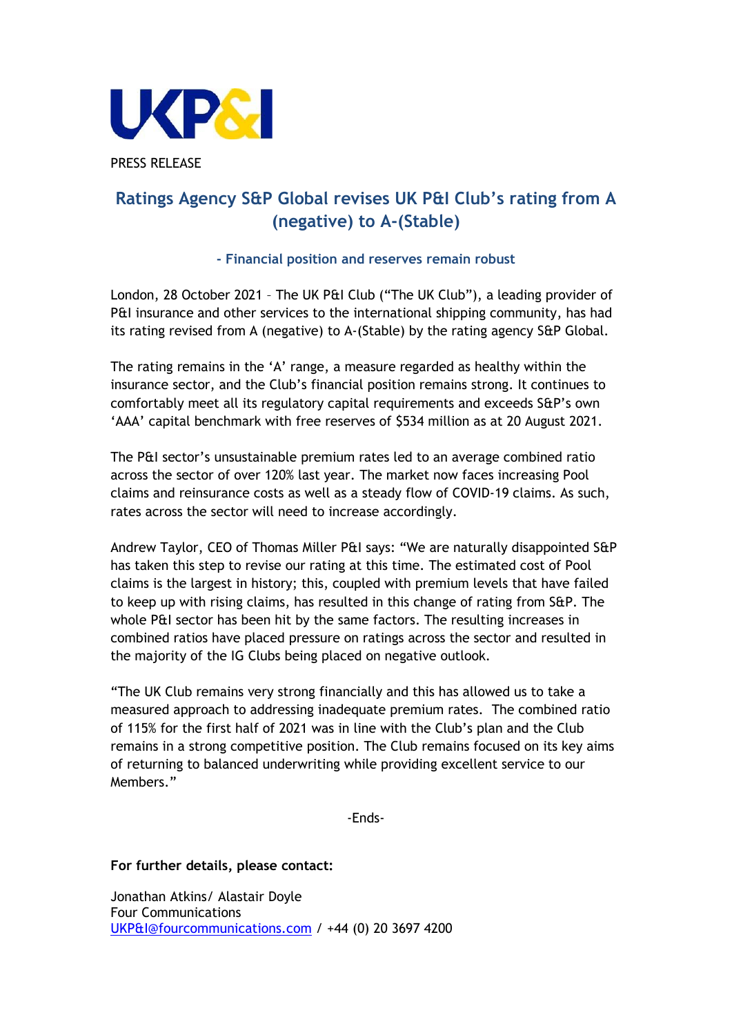UKP&I

PRESS RELEASE

# Ratings Agency S&P Global revises UK P&I Club's rating from A (negative) to A-(Stable)

### - Financial position and reserves remain robust

London, 28 October 2021 – The UK P&I Club ("The UK Club"), a leading provider of P&I insurance and other services to the international shipping community, has had its rating revised from A (negative) to A-(Stable) by the rating agency S&P Global.

The rating remains in the 'A' range, a measure regarded as healthy within the insurance sector, and the Club's financial position remains strong. It continues to comfortably meet all its regulatory capital requirements and exceeds S&P's own 'AAA' capital benchmark with free reserves of $534 million as at 20 August 2021.

The P&I sector's unsustainable premium rates led to an average combined ratio across the sector of over 120% last year. The market now faces increasing Pool claims and reinsurance costs as well as a steady flow of COVID-19 claims. As such, rates across the sector will need to increase accordingly.

Andrew Taylor, CEO of Thomas Miller P&I says: "We are naturally disappointed S&P has taken this step to revise our rating at this time. The estimated cost of Pool claims is the largest in history; this, coupled with premium levels that have failed to keep up with rising claims, has resulted in this change of rating from S&P. The whole P&I sector has been hit by the same factors. The resulting increases in combined ratios have placed pressure on ratings across the sector and resulted in the majority of the IG Clubs being placed on negative outlook.

"The UK Club remains very strong financially and this has allowed us to take a measured approach to addressing inadequate premium rates. The combined ratio of 115% for the first half of 2021 was in line with the Club's plan and the Club remains in a strong competitive position. The Club remains focused on its key aims of returning to balanced underwriting while providing excellent service to our Members."

-Ends-

**For further details, please contact:**

Jonathan Atkins/ Alastair Doyle
Four Communications
UKP&I@fourcommunications.com / +44 (0) 20 3697 4200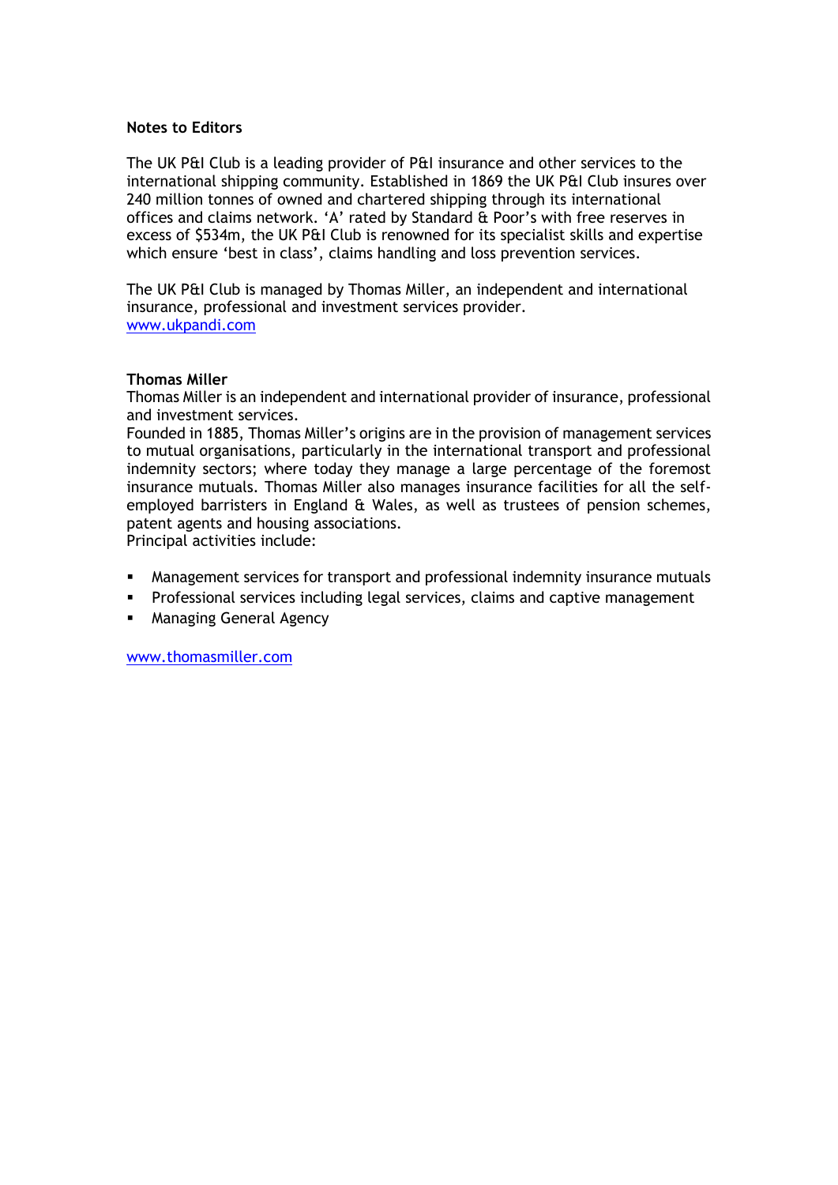**Notes to Editors**

The UK P&I Club is a leading provider of P&I insurance and other services to the international shipping community. Established in 1869 the UK P&I Club insures over 240 million tonnes of owned and chartered shipping through its international offices and claims network. 'A' rated by Standard & Poor's with free reserves in excess of $534m, the UK P&I Club is renowned for its specialist skills and expertise which ensure 'best in class', claims handling and loss prevention services.

The UK P&I Club is managed by Thomas Miller, an independent and international insurance, professional and investment services provider.
www.ukpandi.com

**Thomas Miller**

Thomas Miller is an independent and international provider of insurance, professional and investment services.
Founded in 1885, Thomas Miller's origins are in the provision of management services to mutual organisations, particularly in the international transport and professional indemnity sectors; where today they manage a large percentage of the foremost insurance mutuals. Thomas Miller also manages insurance facilities for all the self-employed barristers in England & Wales, as well as trustees of pension schemes, patent agents and housing associations.
Principal activities include:

- Management services for transport and professional indemnity insurance mutuals
- Professional services including legal services, claims and captive management
- Managing General Agency

www.thomasmiller.com